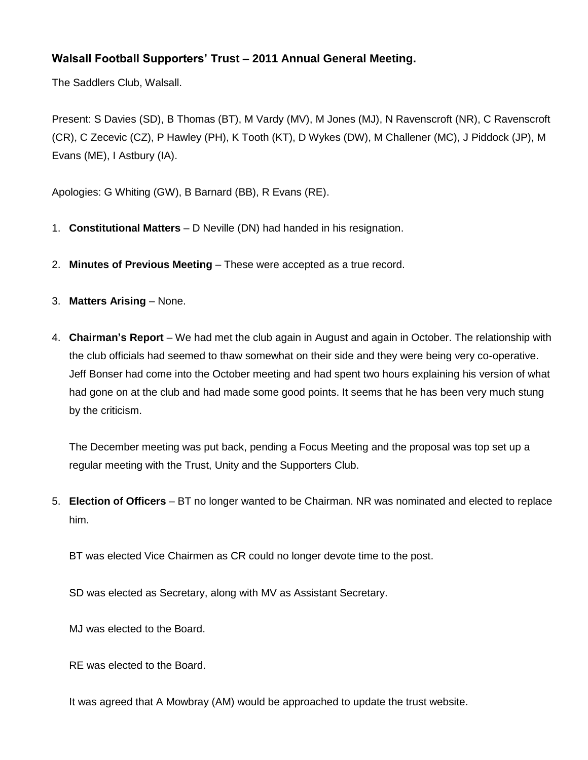**Walsall Football Supporters' Trust – 2011 Annual General Meeting.**

The Saddlers Club, Walsall.

Present: S Davies (SD), B Thomas (BT), M Vardy (MV), M Jones (MJ), N Ravenscroft (NR), C Ravenscroft (CR), C Zecevic (CZ), P Hawley (PH), K Tooth (KT), D Wykes (DW), M Challener (MC), J Piddock (JP), M Evans (ME), I Astbury (IA).

Apologies: G Whiting (GW), B Barnard (BB), R Evans (RE).

1. **Constitutional Matters** – D Neville (DN) had handed in his resignation.

2. **Minutes of Previous Meeting** – These were accepted as a true record.

3. **Matters Arising** – None.

4. **Chairman's Report** – We had met the club again in August and again in October. The relationship with the club officials had seemed to thaw somewhat on their side and they were being very co-operative. Jeff Bonser had come into the October meeting and had spent two hours explaining his version of what had gone on at the club and had made some good points. It seems that he has been very much stung by the criticism.

   The December meeting was put back, pending a Focus Meeting and the proposal was top set up a regular meeting with the Trust, Unity and the Supporters Club.

5. **Election of Officers** – BT no longer wanted to be Chairman. NR was nominated and elected to replace him.

   BT was elected Vice Chairmen as CR could no longer devote time to the post.

   SD was elected as Secretary, along with MV as Assistant Secretary.

   MJ was elected to the Board.

   RE was elected to the Board.

   It was agreed that A Mowbray (AM) would be approached to update the trust website.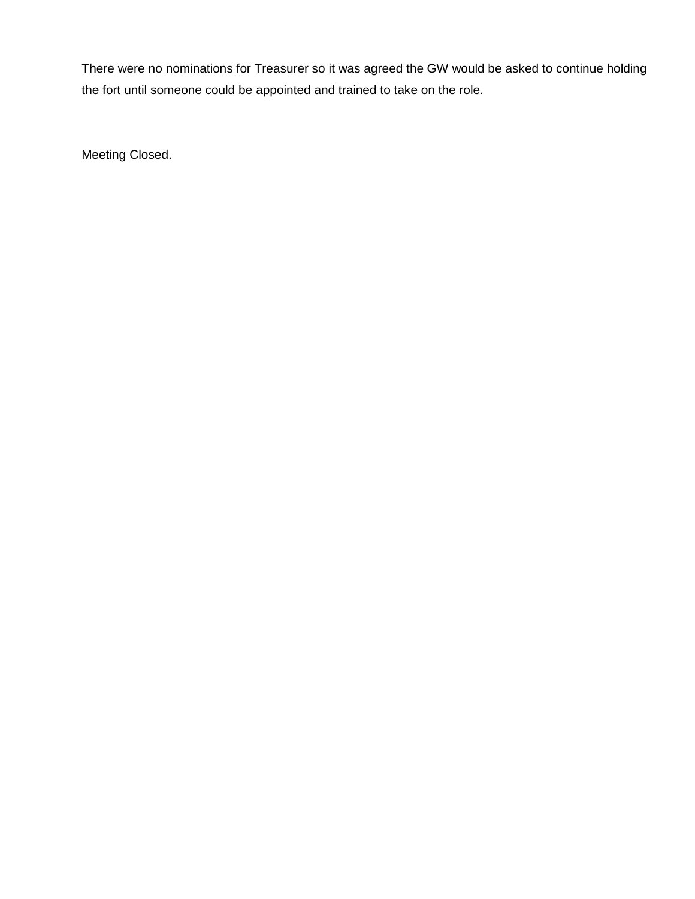There were no nominations for Treasurer so it was agreed the GW would be asked to continue holding the fort until someone could be appointed and trained to take on the role.

Meeting Closed.